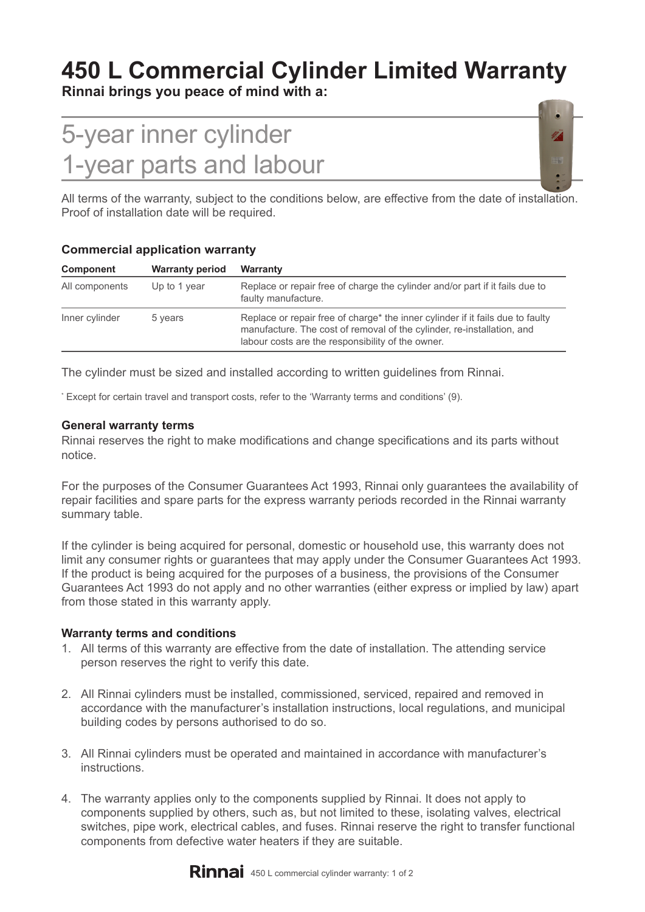# 450 L Commercial Cylinder Limited Warranty

**Rinnai brings you peace of mind with a:**

## 5-year inner cylinder
## 1-year parts and labour

All terms of the warranty, subject to the conditions below, are effective from the date of installation. Proof of installation date will be required.

### Commercial application warranty

| Component | Warranty period | Warranty |
|---|---|---|
| All components | Up to 1 year | Replace or repair free of charge the cylinder and/or part if it fails due to faulty manufacture. |
| Inner cylinder | 5 years | Replace or repair free of charge* the inner cylinder if it fails due to faulty manufacture. The cost of removal of the cylinder, re-installation, and labour costs are the responsibility of the owner. |

The cylinder must be sized and installed according to written guidelines from Rinnai.

* Except for certain travel and transport costs, refer to the 'Warranty terms and conditions' (9).

### General warranty terms

Rinnai reserves the right to make modifications and change specifications and its parts without notice.

For the purposes of the Consumer Guarantees Act 1993, Rinnai only guarantees the availability of repair facilities and spare parts for the express warranty periods recorded in the Rinnai warranty summary table.

If the cylinder is being acquired for personal, domestic or household use, this warranty does not limit any consumer rights or guarantees that may apply under the Consumer Guarantees Act 1993. If the product is being acquired for the purposes of a business, the provisions of the Consumer Guarantees Act 1993 do not apply and no other warranties (either express or implied by law) apart from those stated in this warranty apply.

### Warranty terms and conditions

1. All terms of this warranty are effective from the date of installation. The attending service person reserves the right to verify this date.

2. All Rinnai cylinders must be installed, commissioned, serviced, repaired and removed in accordance with the manufacturer's installation instructions, local regulations, and municipal building codes by persons authorised to do so.

3. All Rinnai cylinders must be operated and maintained in accordance with manufacturer's instructions.

4. The warranty applies only to the components supplied by Rinnai. It does not apply to components supplied by others, such as, but not limited to these, isolating valves, electrical switches, pipe work, electrical cables, and fuses. Rinnai reserve the right to transfer functional components from defective water heaters if they are suitable.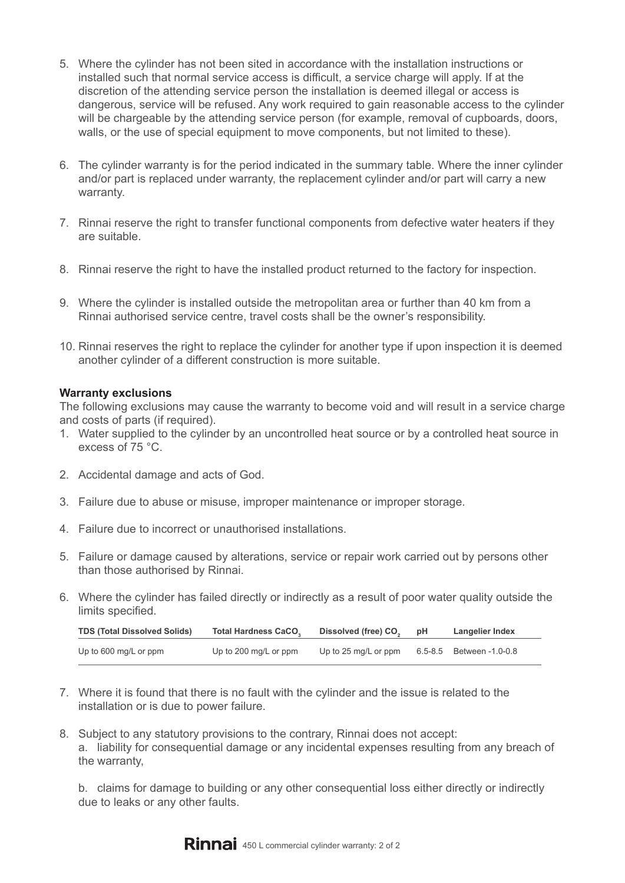5. Where the cylinder has not been sited in accordance with the installation instructions or installed such that normal service access is difficult, a service charge will apply. If at the discretion of the attending service person the installation is deemed illegal or access is dangerous, service will be refused. Any work required to gain reasonable access to the cylinder will be chargeable by the attending service person (for example, removal of cupboards, doors, walls, or the use of special equipment to move components, but not limited to these).

6. The cylinder warranty is for the period indicated in the summary table. Where the inner cylinder and/or part is replaced under warranty, the replacement cylinder and/or part will carry a new warranty.

7. Rinnai reserve the right to transfer functional components from defective water heaters if they are suitable.

8. Rinnai reserve the right to have the installed product returned to the factory for inspection.

9. Where the cylinder is installed outside the metropolitan area or further than 40 km from a Rinnai authorised service centre, travel costs shall be the owner's responsibility.

10. Rinnai reserves the right to replace the cylinder for another type if upon inspection it is deemed another cylinder of a different construction is more suitable.

**Warranty exclusions**

The following exclusions may cause the warranty to become void and will result in a service charge and costs of parts (if required).

1. Water supplied to the cylinder by an uncontrolled heat source or by a controlled heat source in excess of 75 °C.

2. Accidental damage and acts of God.

3. Failure due to abuse or misuse, improper maintenance or improper storage.

4. Failure due to incorrect or unauthorised installations.

5. Failure or damage caused by alterations, service or repair work carried out by persons other than those authorised by Rinnai.

6. Where the cylinder has failed directly or indirectly as a result of poor water quality outside the limits specified.

| TDS (Total Dissolved Solids) | Total Hardness $CaCO_3$ | Dissolved (free) $CO_2$ | pH | Langelier Index |
|---|---|---|---|---|
| Up to 600 mg/L or ppm | Up to 200 mg/L or ppm | Up to 25 mg/L or ppm | 6.5-8.5 | Between -1.0-0.8 |

7. Where it is found that there is no fault with the cylinder and the issue is related to the installation or is due to power failure.

8. Subject to any statutory provisions to the contrary, Rinnai does not accept:

   a. liability for consequential damage or any incidental expenses resulting from any breach of the warranty,

   b. claims for damage to building or any other consequential loss either directly or indirectly due to leaks or any other faults.